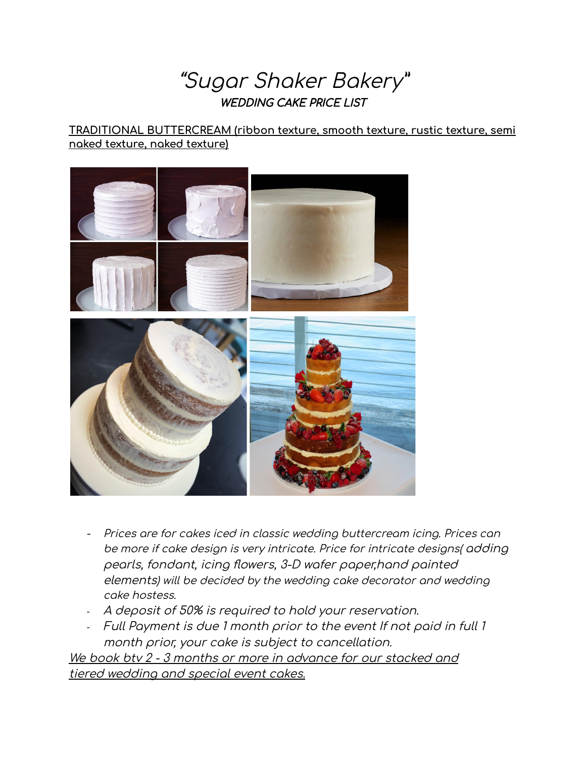# "Sugar Shaker Bakery"

***WEDDING CAKE PRICE LIST***

TRADITIONAL BUTTERCREAM (ribbon texture, smooth texture, rustic texture, semi naked texture, naked texture)

- *Prices are for cakes iced in classic wedding buttercream icing. Prices can be more if cake design is very intricate. Price for intricate designs( adding pearls, fondant, icing flowers, 3-D wafer paper,hand painted elements) will be decided by the wedding cake decorator and wedding cake hostess.*
- *A deposit of 50% is required to hold your reservation.*
- *Full Payment is due 1 month prior to the event If not paid in full 1 month prior, your cake is subject to cancellation.*

*We book btv 2 - 3 months or more in advance for our stacked and tiered wedding and special event cakes.*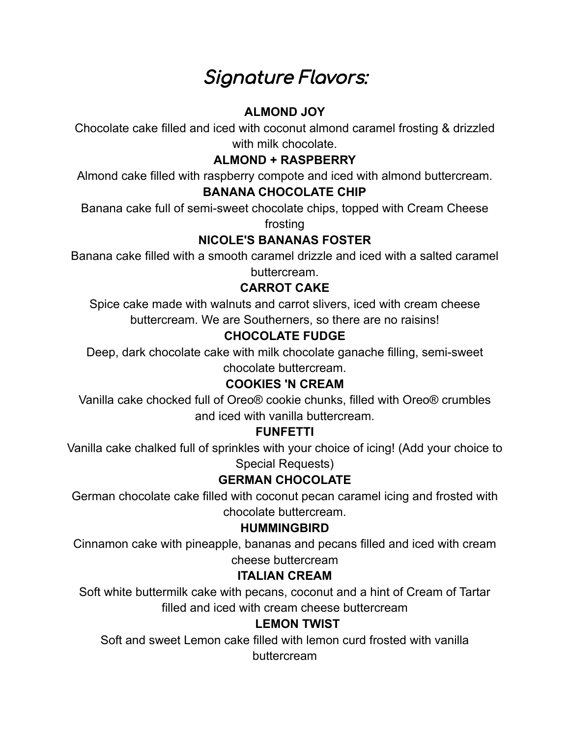# *Signature Flavors:*

**ALMOND JOY**

Chocolate cake filled and iced with coconut almond caramel frosting & drizzled with milk chocolate.

**ALMOND + RASPBERRY**

Almond cake filled with raspberry compote and iced with almond buttercream.

**BANANA CHOCOLATE CHIP**

Banana cake full of semi-sweet chocolate chips, topped with Cream Cheese frosting

**NICOLE'S BANANAS FOSTER**

Banana cake filled with a smooth caramel drizzle and iced with a salted caramel buttercream.

**CARROT CAKE**

Spice cake made with walnuts and carrot slivers, iced with cream cheese buttercream. We are Southerners, so there are no raisins!

**CHOCOLATE FUDGE**

Deep, dark chocolate cake with milk chocolate ganache filling, semi-sweet chocolate buttercream.

**COOKIES 'N CREAM**

Vanilla cake chocked full of Oreo® cookie chunks, filled with Oreo® crumbles and iced with vanilla buttercream.

**FUNFETTI**

Vanilla cake chalked full of sprinkles with your choice of icing! (Add your choice to Special Requests)

**GERMAN CHOCOLATE**

German chocolate cake filled with coconut pecan caramel icing and frosted with chocolate buttercream.

**HUMMINGBIRD**

Cinnamon cake with pineapple, bananas and pecans filled and iced with cream cheese buttercream

**ITALIAN CREAM**

Soft white buttermilk cake with pecans, coconut and a hint of Cream of Tartar filled and iced with cream cheese buttercream

**LEMON TWIST**

Soft and sweet Lemon cake filled with lemon curd frosted with vanilla buttercream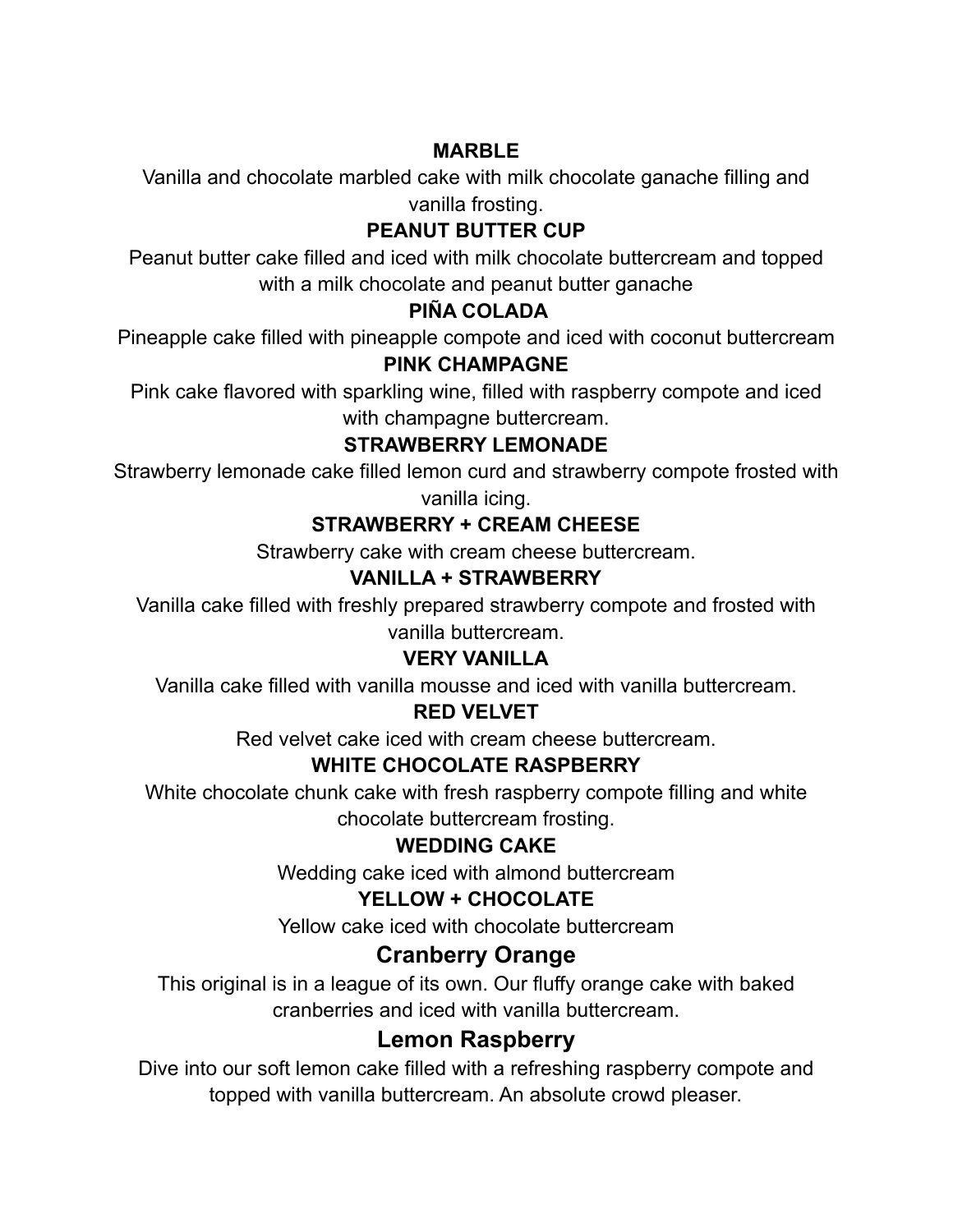**MARBLE**

Vanilla and chocolate marbled cake with milk chocolate ganache filling and vanilla frosting.

**PEANUT BUTTER CUP**

Peanut butter cake filled and iced with milk chocolate buttercream and topped with a milk chocolate and peanut butter ganache

**PIÑA COLADA**

Pineapple cake filled with pineapple compote and iced with coconut buttercream

**PINK CHAMPAGNE**

Pink cake flavored with sparkling wine, filled with raspberry compote and iced with champagne buttercream.

**STRAWBERRY LEMONADE**

Strawberry lemonade cake filled lemon curd and strawberry compote frosted with vanilla icing.

**STRAWBERRY + CREAM CHEESE**

Strawberry cake with cream cheese buttercream.

**VANILLA + STRAWBERRY**

Vanilla cake filled with freshly prepared strawberry compote and frosted with vanilla buttercream.

**VERY VANILLA**

Vanilla cake filled with vanilla mousse and iced with vanilla buttercream.

**RED VELVET**

Red velvet cake iced with cream cheese buttercream.

**WHITE CHOCOLATE RASPBERRY**

White chocolate chunk cake with fresh raspberry compote filling and white chocolate buttercream frosting.

**WEDDING CAKE**

Wedding cake iced with almond buttercream

**YELLOW + CHOCOLATE**

Yellow cake iced with chocolate buttercream

## Cranberry Orange

This original is in a league of its own. Our fluffy orange cake with baked cranberries and iced with vanilla buttercream.

## Lemon Raspberry

Dive into our soft lemon cake filled with a refreshing raspberry compote and topped with vanilla buttercream. An absolute crowd pleaser.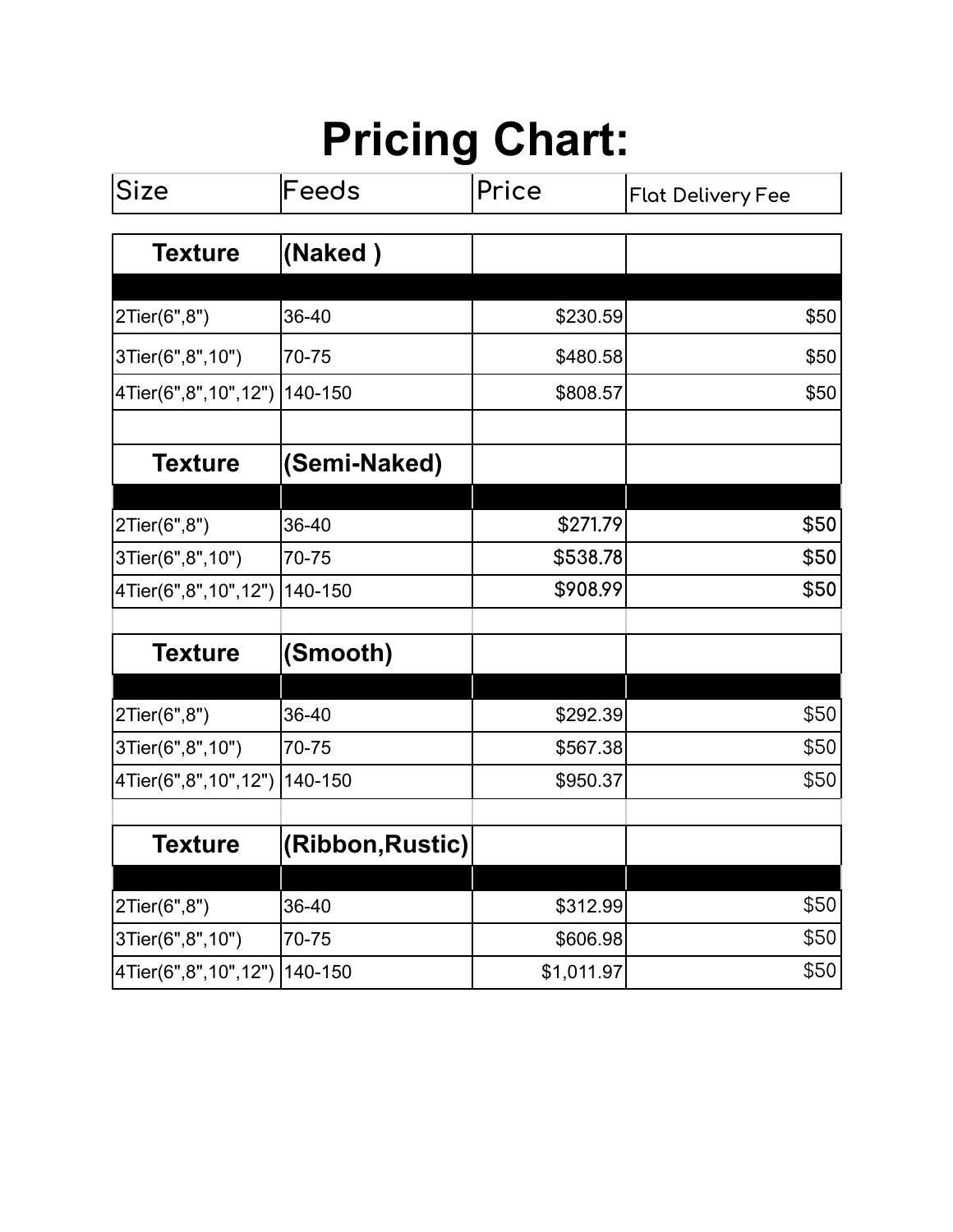# Pricing Chart:

| Size | Feeds | Price | Flat Delivery Fee |
|---|---|---|---|
| **Texture** | **(Naked )** | | |
| 2Tier(6",8") | 36-40 | $230.59 | $50 |
| 3Tier(6",8",10") | 70-75 | $480.58 | $50 |
| 4Tier(6",8",10",12") | 140-150 | $808.57 | $50 |
| | | | |
| **Texture** | **(Semi-Naked)** | | |
| 2Tier(6",8") | 36-40 | $271.79 | $50 |
| 3Tier(6",8",10") | 70-75 | $538.78 | $50 |
| 4Tier(6",8",10",12") | 140-150 | $908.99 | $50 |
| | | | |
| **Texture** | **(Smooth)** | | |
| 2Tier(6",8") | 36-40 | $292.39 | $50 |
| 3Tier(6",8",10") | 70-75 | $567.38 | $50 |
| 4Tier(6",8",10",12") | 140-150 | $950.37 | $50 |
| | | | |
| **Texture** | **(Ribbon,Rustic)** | | |
| 2Tier(6",8") | 36-40 | $312.99 | $50 |
| 3Tier(6",8",10") | 70-75 | $606.98 | $50 |
| 4Tier(6",8",10",12") | 140-150 | $1,011.97 | $50 |